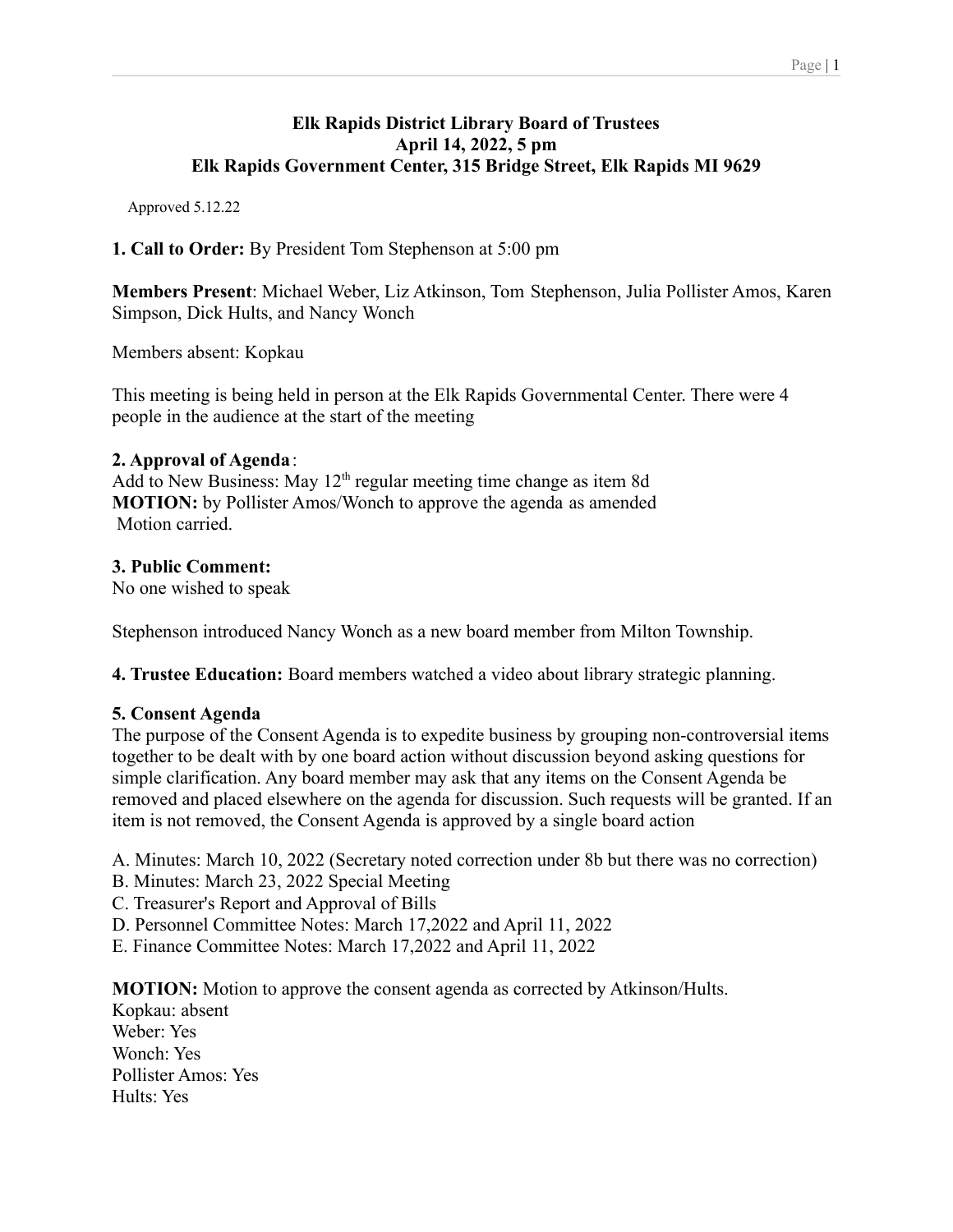# Elk Rapids District Library Board of Trustees
## April 14, 2022, 5 pm
## Elk Rapids Government Center, 315 Bridge Street, Elk Rapids MI 9629

Approved 5.12.22

**1. Call to Order:** By President Tom Stephenson at 5:00 pm

**Members Present**: Michael Weber, Liz Atkinson, Tom Stephenson, Julia Pollister Amos, Karen Simpson, Dick Hults, and Nancy Wonch

Members absent: Kopkau

This meeting is being held in person at the Elk Rapids Governmental Center. There were 4 people in the audience at the start of the meeting

**2. Approval of Agenda**:
Add to New Business: May 12th regular meeting time change as item 8d
**MOTION:** by Pollister Amos/Wonch to approve the agenda as amended
Motion carried.

**3. Public Comment:**
No one wished to speak

Stephenson introduced Nancy Wonch as a new board member from Milton Township.

**4. Trustee Education:** Board members watched a video about library strategic planning.

**5. Consent Agenda**
The purpose of the Consent Agenda is to expedite business by grouping non-controversial items together to be dealt with by one board action without discussion beyond asking questions for simple clarification. Any board member may ask that any items on the Consent Agenda be removed and placed elsewhere on the agenda for discussion. Such requests will be granted. If an item is not removed, the Consent Agenda is approved by a single board action

A. Minutes: March 10, 2022 (Secretary noted correction under 8b but there was no correction)
B. Minutes: March 23, 2022 Special Meeting
C. Treasurer's Report and Approval of Bills
D. Personnel Committee Notes: March 17,2022 and April 11, 2022
E. Finance Committee Notes: March 17,2022 and April 11, 2022

**MOTION:** Motion to approve the consent agenda as corrected by Atkinson/Hults.
Kopkau: absent
Weber: Yes
Wonch: Yes
Pollister Amos: Yes
Hults: Yes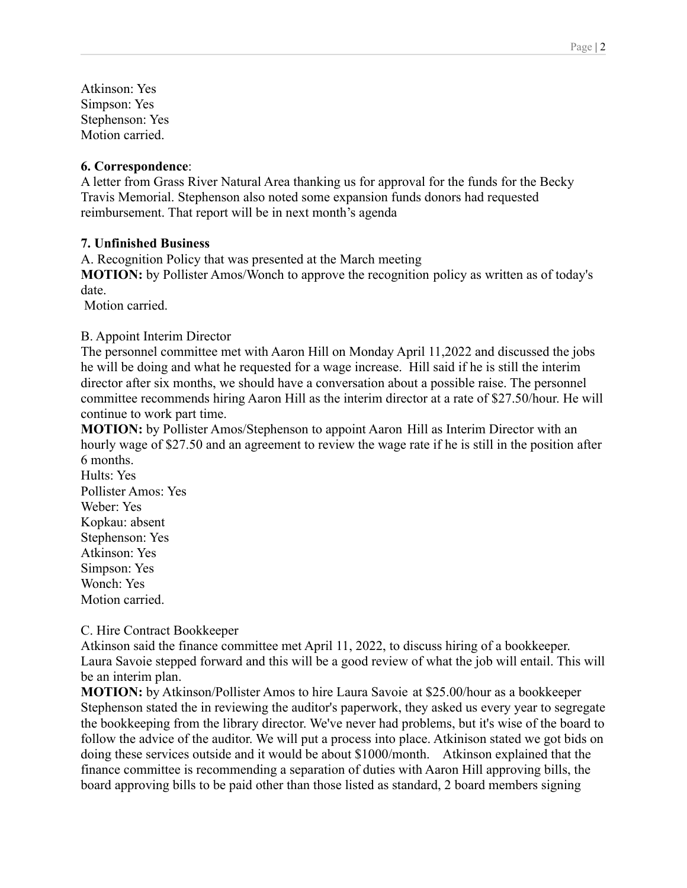Atkinson: Yes
Simpson: Yes
Stephenson: Yes
Motion carried.

**6. Correspondence**:
A letter from Grass River Natural Area thanking us for approval for the funds for the Becky Travis Memorial. Stephenson also noted some expansion funds donors had requested reimbursement. That report will be in next month's agenda

**7. Unfinished Business**
A. Recognition Policy that was presented at the March meeting
**MOTION:** by Pollister Amos/Wonch to approve the recognition policy as written as of today's date.
Motion carried.

B. Appoint Interim Director
The personnel committee met with Aaron Hill on Monday April 11,2022 and discussed the jobs he will be doing and what he requested for a wage increase. Hill said if he is still the interim director after six months, we should have a conversation about a possible raise. The personnel committee recommends hiring Aaron Hill as the interim director at a rate of $27.50/hour. He will continue to work part time.
**MOTION:** by Pollister Amos/Stephenson to appoint Aaron Hill as Interim Director with an hourly wage of $27.50 and an agreement to review the wage rate if he is still in the position after 6 months.
Hults: Yes
Pollister Amos: Yes
Weber: Yes
Kopkau: absent
Stephenson: Yes
Atkinson: Yes
Simpson: Yes
Wonch: Yes
Motion carried.

C. Hire Contract Bookkeeper
Atkinson said the finance committee met April 11, 2022, to discuss hiring of a bookkeeper. Laura Savoie stepped forward and this will be a good review of what the job will entail. This will be an interim plan.
**MOTION:** by Atkinson/Pollister Amos to hire Laura Savoie at $25.00/hour as a bookkeeper Stephenson stated the in reviewing the auditor's paperwork, they asked us every year to segregate the bookkeeping from the library director. We've never had problems, but it's wise of the board to follow the advice of the auditor. We will put a process into place. Atkinson stated we got bids on doing these services outside and it would be about $1000/month. Atkinison explained that the finance committee is recommending a separation of duties with Aaron Hill approving bills, the board approving bills to be paid other than those listed as standard, 2 board members signing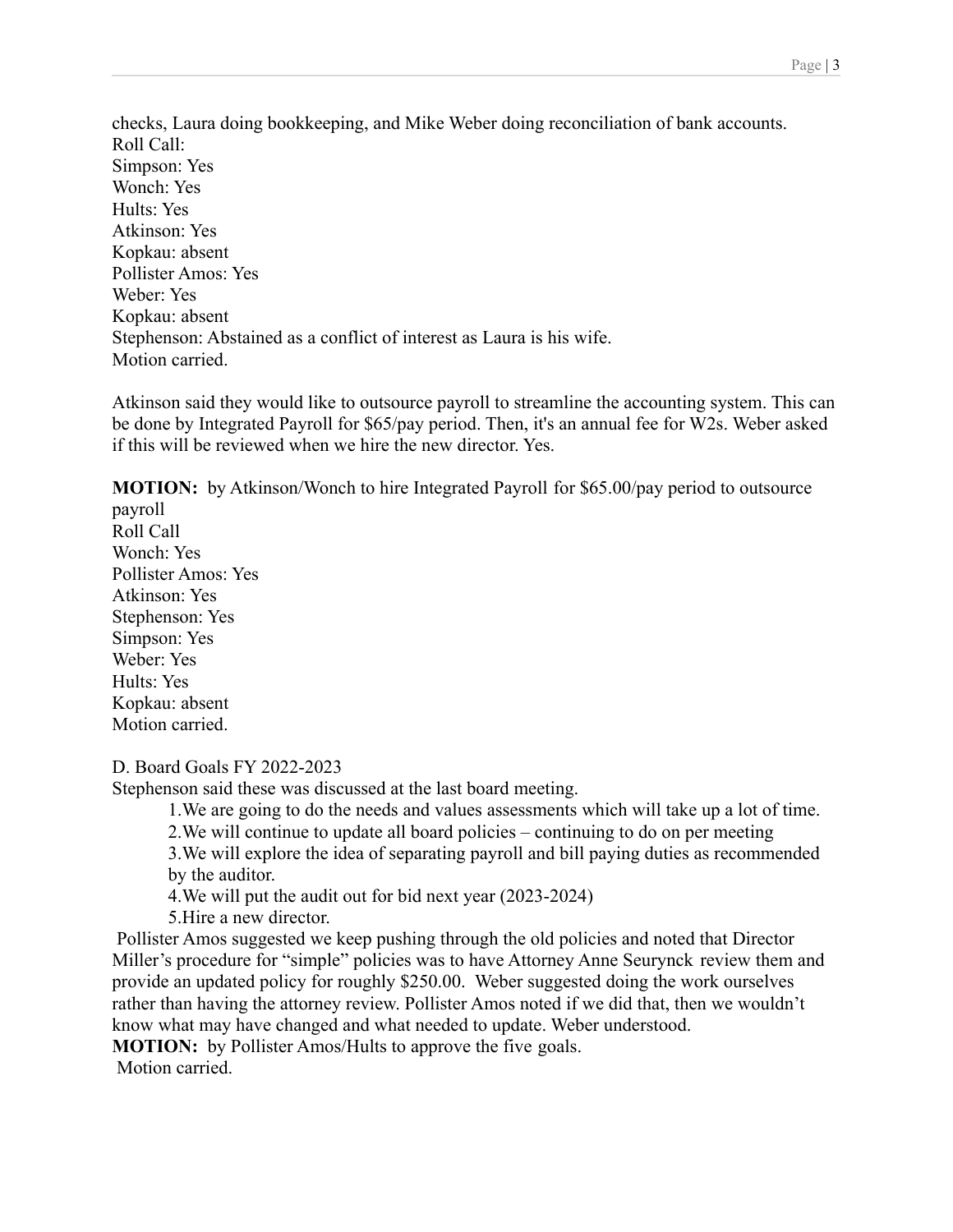checks, Laura doing bookkeeping, and Mike Weber doing reconciliation of bank accounts.
Roll Call:
Simpson: Yes
Wonch: Yes
Hults: Yes
Atkinson: Yes
Kopkau: absent
Pollister Amos: Yes
Weber: Yes
Kopkau: absent
Stephenson: Abstained as a conflict of interest as Laura is his wife.
Motion carried.

Atkinson said they would like to outsource payroll to streamline the accounting system. This can be done by Integrated Payroll for $65/pay period. Then, it's an annual fee for W2s. Weber asked if this will be reviewed when we hire the new director. Yes.

**MOTION:** by Atkinson/Wonch to hire Integrated Payroll for $65.00/pay period to outsource payroll
Roll Call
Wonch: Yes
Pollister Amos: Yes
Atkinson: Yes
Stephenson: Yes
Simpson: Yes
Weber: Yes
Hults: Yes
Kopkau: absent
Motion carried.

D. Board Goals FY 2022-2023
Stephenson said these was discussed at the last board meeting.

1. We are going to do the needs and values assessments which will take up a lot of time.
2. We will continue to update all board policies – continuing to do on per meeting
3. We will explore the idea of separating payroll and bill paying duties as recommended by the auditor.
4. We will put the audit out for bid next year (2023-2024)
5. Hire a new director.

Pollister Amos suggested we keep pushing through the old policies and noted that Director Miller's procedure for "simple" policies was to have Attorney Anne Seurynck review them and provide an updated policy for roughly $250.00. Weber suggested doing the work ourselves rather than having the attorney review. Pollister Amos noted if we did that, then we wouldn't know what may have changed and what needed to update. Weber understood.
**MOTION:** by Pollister Amos/Hults to approve the five goals.
Motion carried.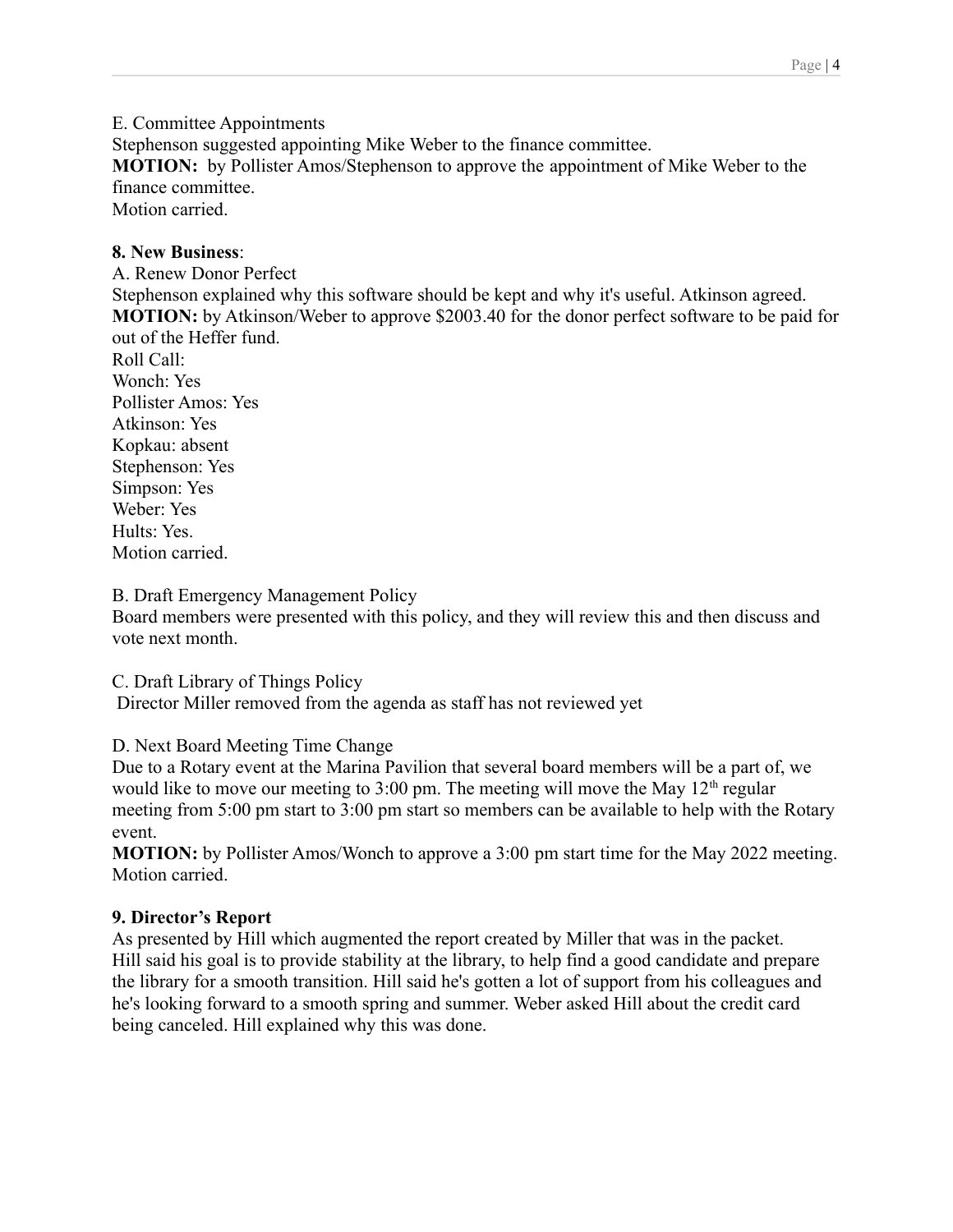E. Committee Appointments
Stephenson suggested appointing Mike Weber to the finance committee.
**MOTION:** by Pollister Amos/Stephenson to approve the appointment of Mike Weber to the finance committee.
Motion carried.

**8. New Business**:
A. Renew Donor Perfect
Stephenson explained why this software should be kept and why it's useful. Atkinson agreed.
**MOTION:** by Atkinson/Weber to approve $2003.40 for the donor perfect software to be paid for out of the Heffer fund.
Roll Call:
Wonch: Yes
Pollister Amos: Yes
Atkinson: Yes
Kopkau: absent
Stephenson: Yes
Simpson: Yes
Weber: Yes
Hults: Yes.
Motion carried.

B. Draft Emergency Management Policy
Board members were presented with this policy, and they will review this and then discuss and vote next month.

C. Draft Library of Things Policy
Director Miller removed from the agenda as staff has not reviewed yet

D. Next Board Meeting Time Change
Due to a Rotary event at the Marina Pavilion that several board members will be a part of, we would like to move our meeting to 3:00 pm. The meeting will move the May 12th regular meeting from 5:00 pm start to 3:00 pm start so members can be available to help with the Rotary event.
**MOTION:** by Pollister Amos/Wonch to approve a 3:00 pm start time for the May 2022 meeting.
Motion carried.

**9. Director's Report**
As presented by Hill which augmented the report created by Miller that was in the packet.
Hill said his goal is to provide stability at the library, to help find a good candidate and prepare the library for a smooth transition. Hill said he's gotten a lot of support from his colleagues and he's looking forward to a smooth spring and summer. Weber asked Hill about the credit card being canceled. Hill explained why this was done.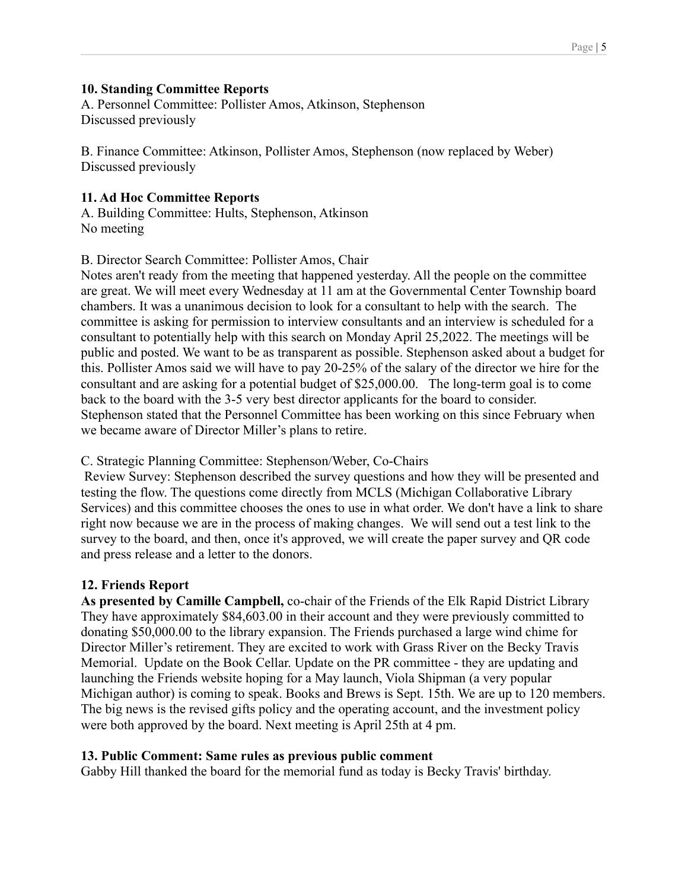**10. Standing Committee Reports**

A. Personnel Committee: Pollister Amos, Atkinson, Stephenson
Discussed previously

B. Finance Committee: Atkinson, Pollister Amos, Stephenson (now replaced by Weber)
Discussed previously

**11. Ad Hoc Committee Reports**

A. Building Committee: Hults, Stephenson, Atkinson
No meeting

B. Director Search Committee: Pollister Amos, Chair
Notes aren't ready from the meeting that happened yesterday. All the people on the committee are great. We will meet every Wednesday at 11 am at the Governmental Center Township board chambers. It was a unanimous decision to look for a consultant to help with the search. The committee is asking for permission to interview consultants and an interview is scheduled for a consultant to potentially help with this search on Monday April 25,2022. The meetings will be public and posted. We want to be as transparent as possible. Stephenson asked about a budget for this. Pollister Amos said we will have to pay 20-25% of the salary of the director we hire for the consultant and are asking for a potential budget of $25,000.00. The long-term goal is to come back to the board with the 3-5 very best director applicants for the board to consider. Stephenson stated that the Personnel Committee has been working on this since February when we became aware of Director Miller's plans to retire.

C. Strategic Planning Committee: Stephenson/Weber, Co-Chairs
Review Survey: Stephenson described the survey questions and how they will be presented and testing the flow. The questions come directly from MCLS (Michigan Collaborative Library Services) and this committee chooses the ones to use in what order. We don't have a link to share right now because we are in the process of making changes. We will send out a test link to the survey to the board, and then, once it's approved, we will create the paper survey and QR code and press release and a letter to the donors.

**12. Friends Report**

**As presented by Camille Campbell,** co-chair of the Friends of the Elk Rapid District Library They have approximately $84,603.00 in their account and they were previously committed to donating $50,000.00 to the library expansion. The Friends purchased a large wind chime for Director Miller's retirement. They are excited to work with Grass River on the Becky Travis Memorial. Update on the Book Cellar. Update on the PR committee - they are updating and launching the Friends website hoping for a May launch, Viola Shipman (a very popular Michigan author) is coming to speak. Books and Brews is Sept. 15th. We are up to 120 members. The big news is the revised gifts policy and the operating account, and the investment policy were both approved by the board. Next meeting is April 25th at 4 pm.

**13. Public Comment: Same rules as previous public comment**

Gabby Hill thanked the board for the memorial fund as today is Becky Travis' birthday.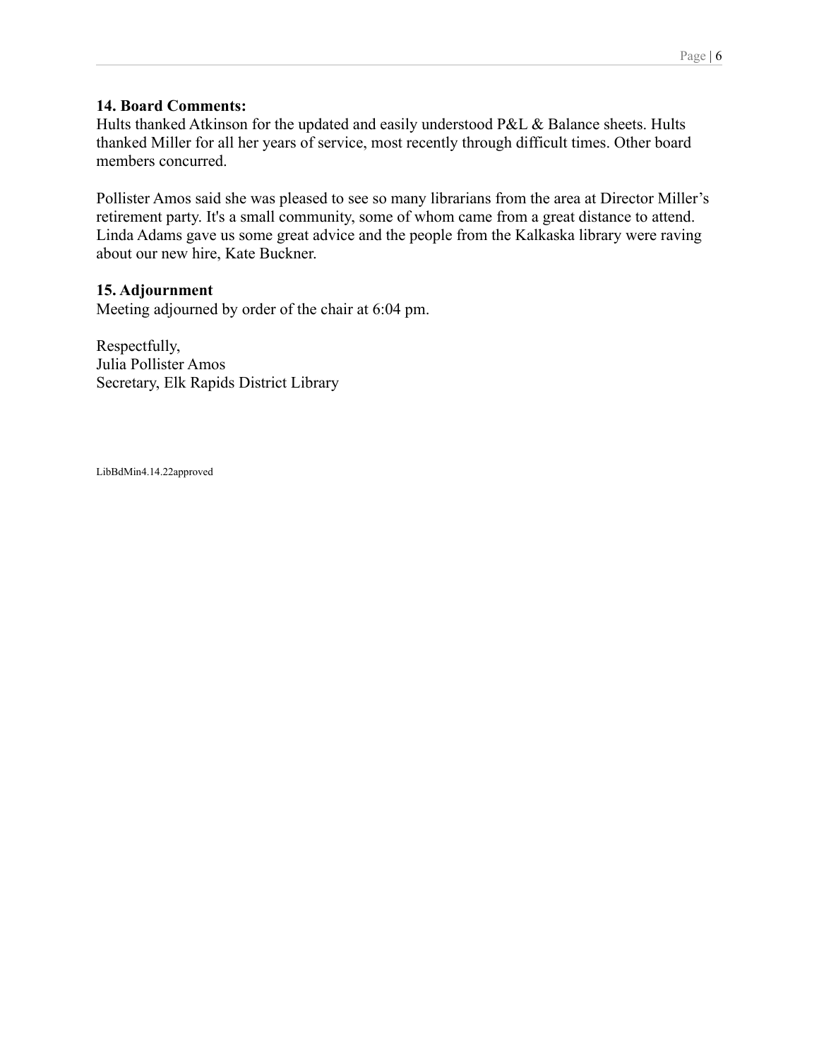**14. Board Comments:**
Hults thanked Atkinson for the updated and easily understood P&L & Balance sheets. Hults thanked Miller for all her years of service, most recently through difficult times. Other board members concurred.

Pollister Amos said she was pleased to see so many librarians from the area at Director Miller's retirement party. It's a small community, some of whom came from a great distance to attend. Linda Adams gave us some great advice and the people from the Kalkaska library were raving about our new hire, Kate Buckner.

**15. Adjournment**
Meeting adjourned by order of the chair at 6:04 pm.

Respectfully,
Julia Pollister Amos
Secretary, Elk Rapids District Library

LibBdMin4.14.22approved